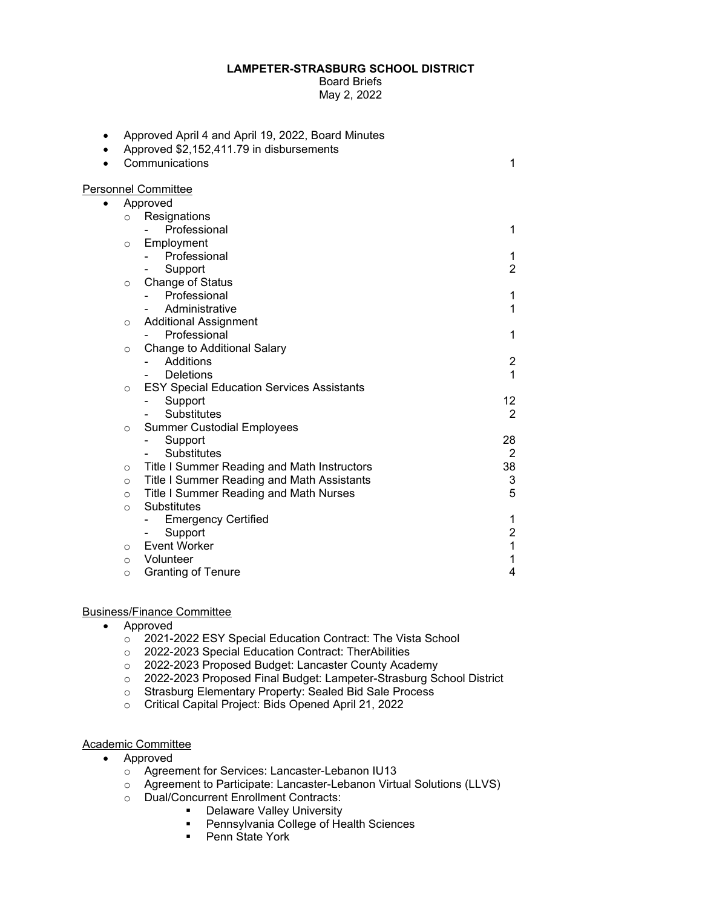**LAMPETER-STRASBURG SCHOOL DISTRICT**

Board Briefs

May 2, 2022

- Approved April 4 and April 19, 2022, Board Minutes
- Approved $2,152,411.79 in disbursements
- Communications 1

Personnel Committee

- Approved
  - Resignations
    - Professional 1
  - Employment
    - Professional 1
    - Support 2
  - Change of Status
    - Professional 1
    - Administrative 1
  - Additional Assignment
    - Professional 1
  - Change to Additional Salary
    - Additions 2
    - Deletions 1
  - ESY Special Education Services Assistants
    - Support 12
    - Substitutes 2
  - Summer Custodial Employees
    - Support 28
    - Substitutes 2
  - Title I Summer Reading and Math Instructors 38
  - Title I Summer Reading and Math Assistants 3
  - Title I Summer Reading and Math Nurses 5
  - Substitutes
    - Emergency Certified 1
    - Support 2
  - Event Worker 1
  - Volunteer 1
  - Granting of Tenure 4

Business/Finance Committee

- Approved
  - 2021-2022 ESY Special Education Contract: The Vista School
  - 2022-2023 Special Education Contract: TherAbilities
  - 2022-2023 Proposed Budget: Lancaster County Academy
  - 2022-2023 Proposed Final Budget: Lampeter-Strasburg School District
  - Strasburg Elementary Property: Sealed Bid Sale Process
  - Critical Capital Project: Bids Opened April 21, 2022

Academic Committee

- Approved
  - Agreement for Services: Lancaster-Lebanon IU13
  - Agreement to Participate: Lancaster-Lebanon Virtual Solutions (LLVS)
  - Dual/Concurrent Enrollment Contracts:
    - Delaware Valley University
    - Pennsylvania College of Health Sciences
    - Penn State York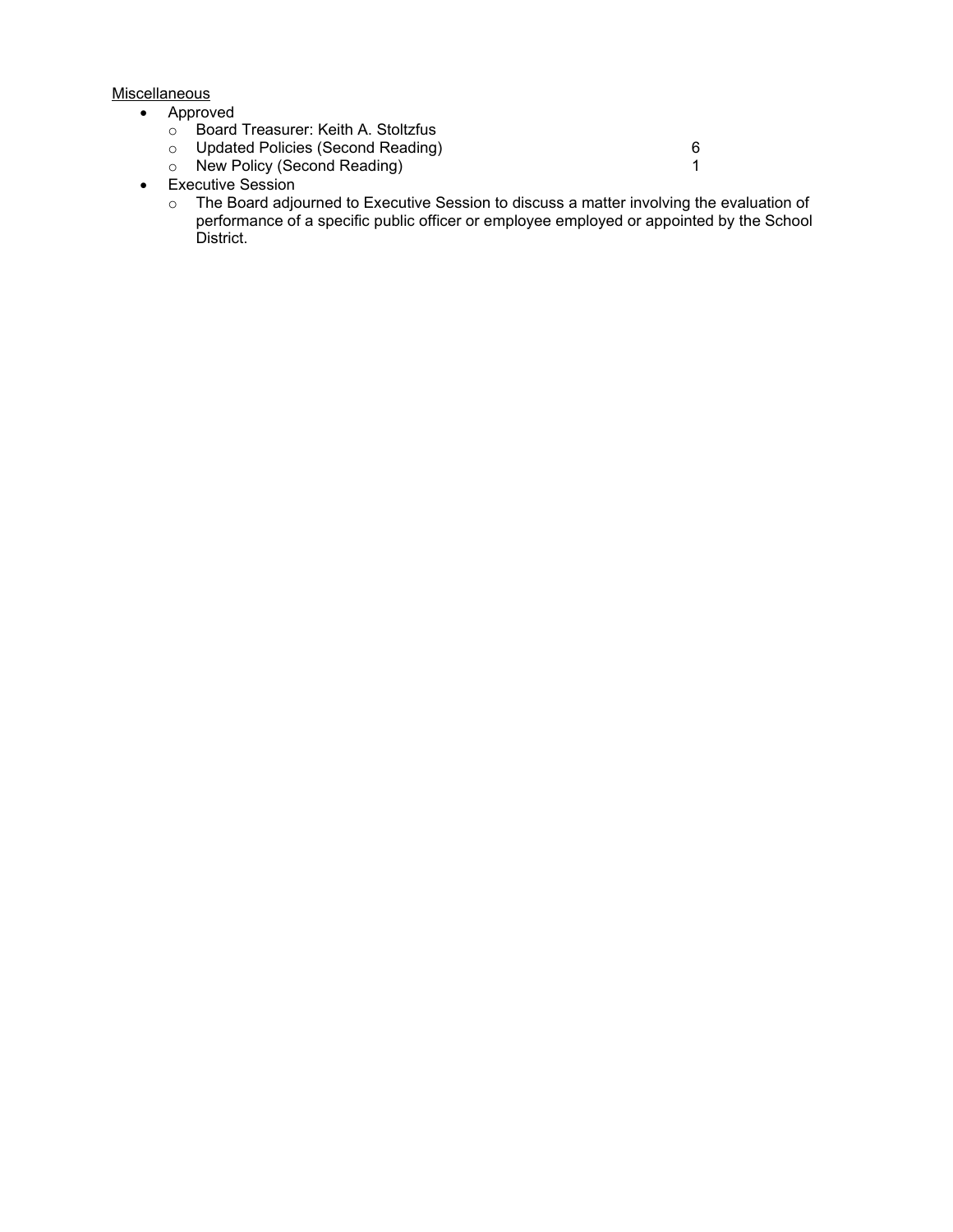<u>Miscellaneous</u>

- Approved
  - Board Treasurer: Keith A. Stoltzfus
  - Updated Policies (Second Reading) 6
  - New Policy (Second Reading) 1
- Executive Session
  - The Board adjourned to Executive Session to discuss a matter involving the evaluation of performance of a specific public officer or employee employed or appointed by the School District.